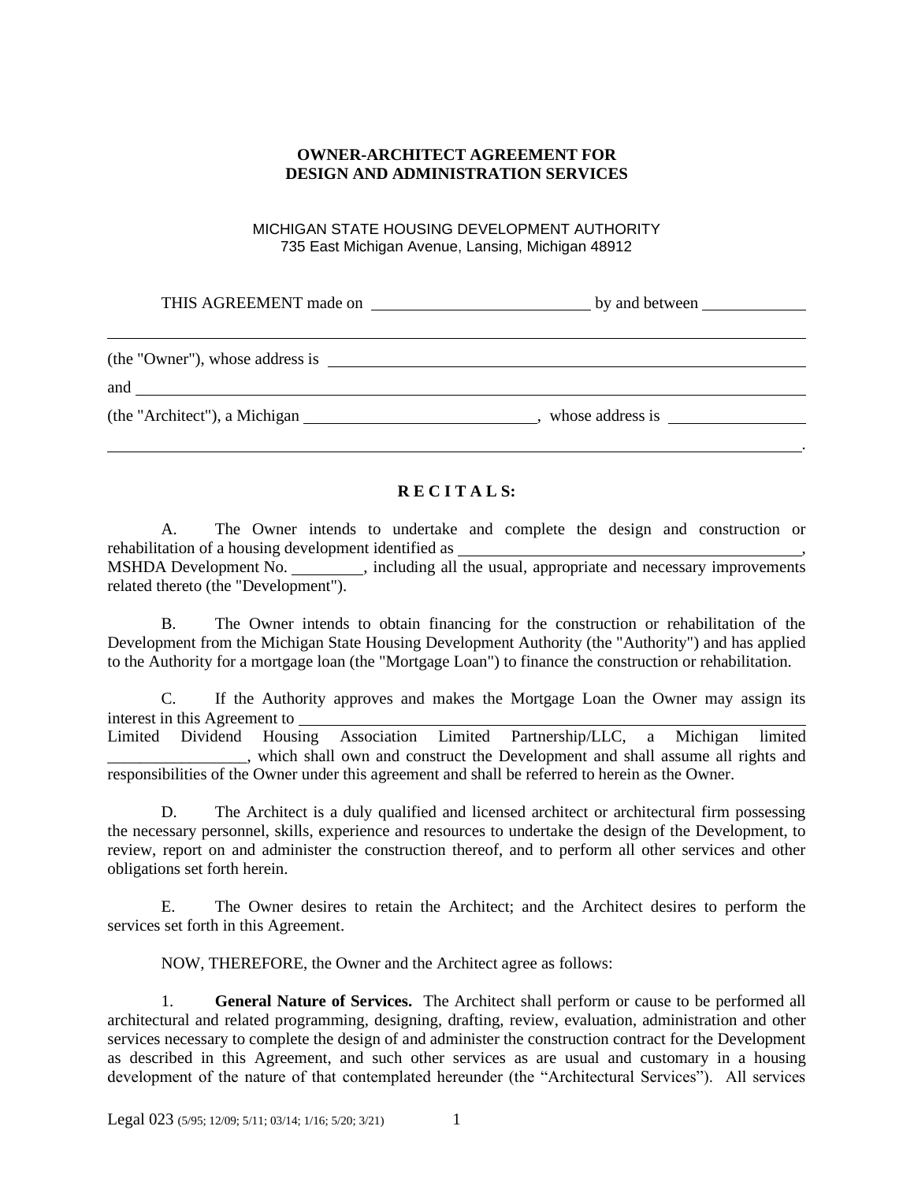**OWNER-ARCHITECT AGREEMENT FOR**
**DESIGN AND ADMINISTRATION SERVICES**

MICHIGAN STATE HOUSING DEVELOPMENT AUTHORITY
735 East Michigan Avenue, Lansing, Michigan 48912

THIS AGREEMENT made on \_\_\_\_\_\_\_\_\_\_\_\_\_\_\_\_\_\_\_\_\_\_\_\_\_\_\_\_ by and between \_\_\_\_\_\_\_\_\_\_\_\_\_

\_\_\_\_\_\_\_\_\_\_\_\_\_\_\_\_\_\_\_\_\_\_\_\_\_\_\_\_\_\_\_\_\_\_\_\_\_\_\_\_\_\_\_\_\_\_\_\_\_\_\_\_\_\_\_\_\_\_\_\_\_\_\_\_\_\_\_\_\_\_\_\_\_\_\_\_\_\_\_\_\_\_

(the "Owner"), whose address is \_\_\_\_\_\_\_\_\_\_\_\_\_\_\_\_\_\_\_\_\_\_\_\_\_\_\_\_\_\_\_\_\_\_\_\_\_\_\_\_\_\_\_\_\_\_\_\_\_\_\_\_\_\_\_\_

and \_\_\_\_\_\_\_\_\_\_\_\_\_\_\_\_\_\_\_\_\_\_\_\_\_\_\_\_\_\_\_\_\_\_\_\_\_\_\_\_\_\_\_\_\_\_\_\_\_\_\_\_\_\_\_\_\_\_\_\_\_\_\_\_\_\_\_\_\_\_\_\_\_\_\_\_\_\_

(the "Architect"), a Michigan \_\_\_\_\_\_\_\_\_\_\_\_\_\_\_\_\_\_\_\_\_\_\_\_\_\_\_\_\_\_, whose address is \_\_\_\_\_\_\_\_\_\_\_\_\_\_\_\_\_

\_\_\_\_\_\_\_\_\_\_\_\_\_\_\_\_\_\_\_\_\_\_\_\_\_\_\_\_\_\_\_\_\_\_\_\_\_\_\_\_\_\_\_\_\_\_\_\_\_\_\_\_\_\_\_\_\_\_\_\_\_\_\_\_\_\_\_\_\_\_\_\_\_\_\_\_\_\_\_\_\_\_.

**R E C I T A L S:**

A. The Owner intends to undertake and complete the design and construction or rehabilitation of a housing development identified as \_\_\_\_\_\_\_\_\_\_\_\_\_\_\_\_\_\_\_\_\_\_\_\_\_\_\_\_\_\_\_\_\_\_\_\_\_\_\_\_\_\_\_\_, MSHDA Development No. \_\_\_\_\_\_\_\_\_, including all the usual, appropriate and necessary improvements related thereto (the "Development").

B. The Owner intends to obtain financing for the construction or rehabilitation of the Development from the Michigan State Housing Development Authority (the "Authority") and has applied to the Authority for a mortgage loan (the "Mortgage Loan") to finance the construction or rehabilitation.

C. If the Authority approves and makes the Mortgage Loan the Owner may assign its interest in this Agreement to \_\_\_\_\_\_\_\_\_\_\_\_\_\_\_\_\_\_\_\_\_\_\_\_\_\_\_\_\_\_\_\_\_\_\_\_\_\_\_\_\_\_\_\_\_\_\_\_\_\_\_\_\_\_\_\_\_\_\_\_ Limited Dividend Housing Association Limited Partnership/LLC, a Michigan limited \_\_\_\_\_\_\_\_\_\_\_\_\_\_\_\_\_, which shall own and construct the Development and shall assume all rights and responsibilities of the Owner under this agreement and shall be referred to herein as the Owner.

D. The Architect is a duly qualified and licensed architect or architectural firm possessing the necessary personnel, skills, experience and resources to undertake the design of the Development, to review, report on and administer the construction thereof, and to perform all other services and other obligations set forth herein.

E. The Owner desires to retain the Architect; and the Architect desires to perform the services set forth in this Agreement.

NOW, THEREFORE, the Owner and the Architect agree as follows:

1. **General Nature of Services.** The Architect shall perform or cause to be performed all architectural and related programming, designing, drafting, review, evaluation, administration and other services necessary to complete the design of and administer the construction contract for the Development as described in this Agreement, and such other services as are usual and customary in a housing development of the nature of that contemplated hereunder (the "Architectural Services"). All services

Legal 023 (5/95; 12/09; 5/11; 03/14; 1/16; 5/20; 3/21)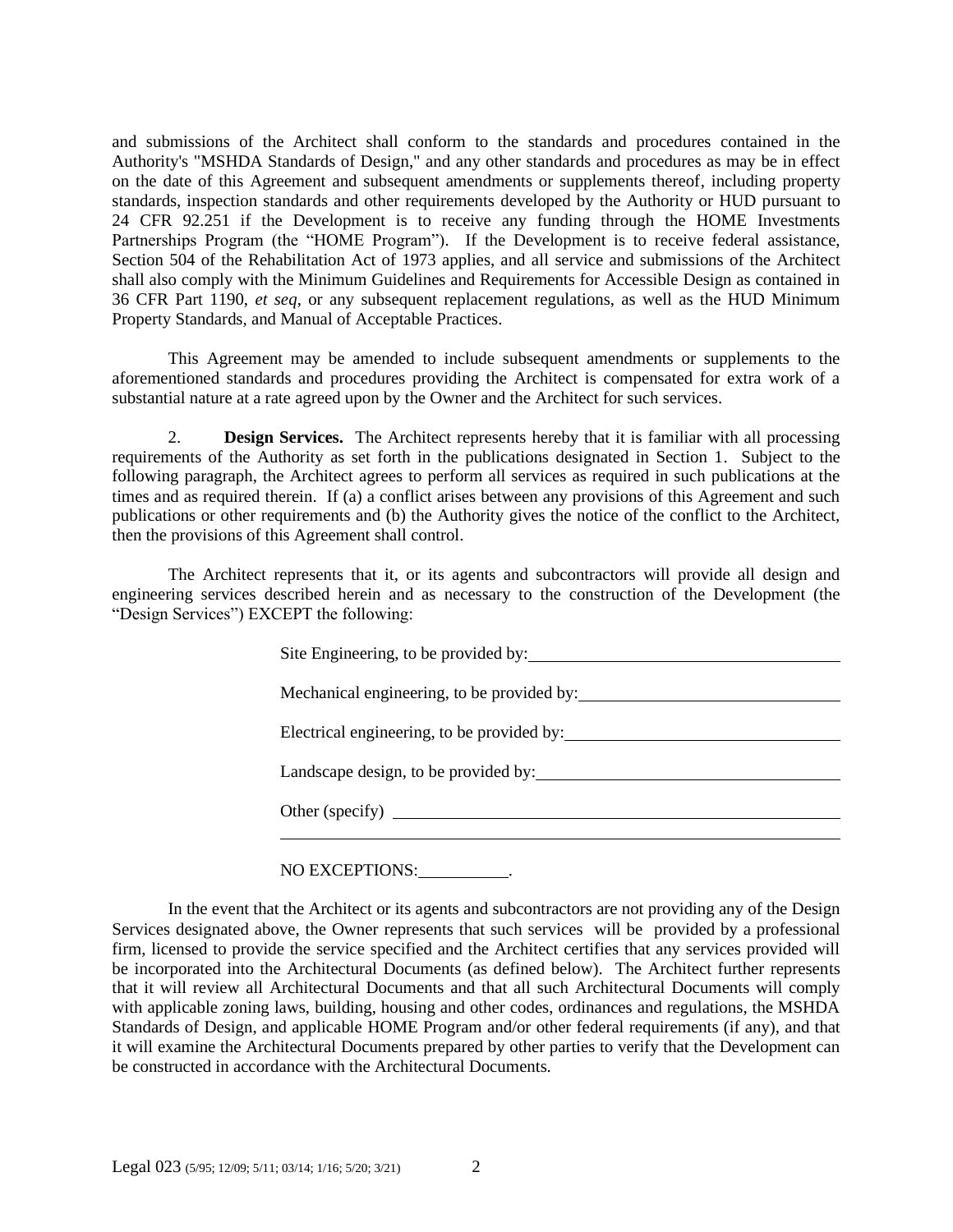and submissions of the Architect shall conform to the standards and procedures contained in the Authority's "MSHDA Standards of Design," and any other standards and procedures as may be in effect on the date of this Agreement and subsequent amendments or supplements thereof, including property standards, inspection standards and other requirements developed by the Authority or HUD pursuant to 24 CFR 92.251 if the Development is to receive any funding through the HOME Investments Partnerships Program (the "HOME Program"). If the Development is to receive federal assistance, Section 504 of the Rehabilitation Act of 1973 applies, and all service and submissions of the Architect shall also comply with the Minimum Guidelines and Requirements for Accessible Design as contained in 36 CFR Part 1190, *et seq*, or any subsequent replacement regulations, as well as the HUD Minimum Property Standards, and Manual of Acceptable Practices.

This Agreement may be amended to include subsequent amendments or supplements to the aforementioned standards and procedures providing the Architect is compensated for extra work of a substantial nature at a rate agreed upon by the Owner and the Architect for such services.

2. **Design Services.** The Architect represents hereby that it is familiar with all processing requirements of the Authority as set forth in the publications designated in Section 1. Subject to the following paragraph, the Architect agrees to perform all services as required in such publications at the times and as required therein. If (a) a conflict arises between any provisions of this Agreement and such publications or other requirements and (b) the Authority gives the notice of the conflict to the Architect, then the provisions of this Agreement shall control.

The Architect represents that it, or its agents and subcontractors will provide all design and engineering services described herein and as necessary to the construction of the Development (the "Design Services") EXCEPT the following:

Site Engineering, to be provided by: ______________________________

Mechanical engineering, to be provided by: ______________________________

Electrical engineering, to be provided by: ______________________________

Landscape design, to be provided by: ______________________________

Other (specify) ______________________________________________

______________________________________________

NO EXCEPTIONS: __________.

In the event that the Architect or its agents and subcontractors are not providing any of the Design Services designated above, the Owner represents that such services will be provided by a professional firm, licensed to provide the service specified and the Architect certifies that any services provided will be incorporated into the Architectural Documents (as defined below). The Architect further represents that it will review all Architectural Documents and that all such Architectural Documents will comply with applicable zoning laws, building, housing and other codes, ordinances and regulations, the MSHDA Standards of Design, and applicable HOME Program and/or other federal requirements (if any), and that it will examine the Architectural Documents prepared by other parties to verify that the Development can be constructed in accordance with the Architectural Documents.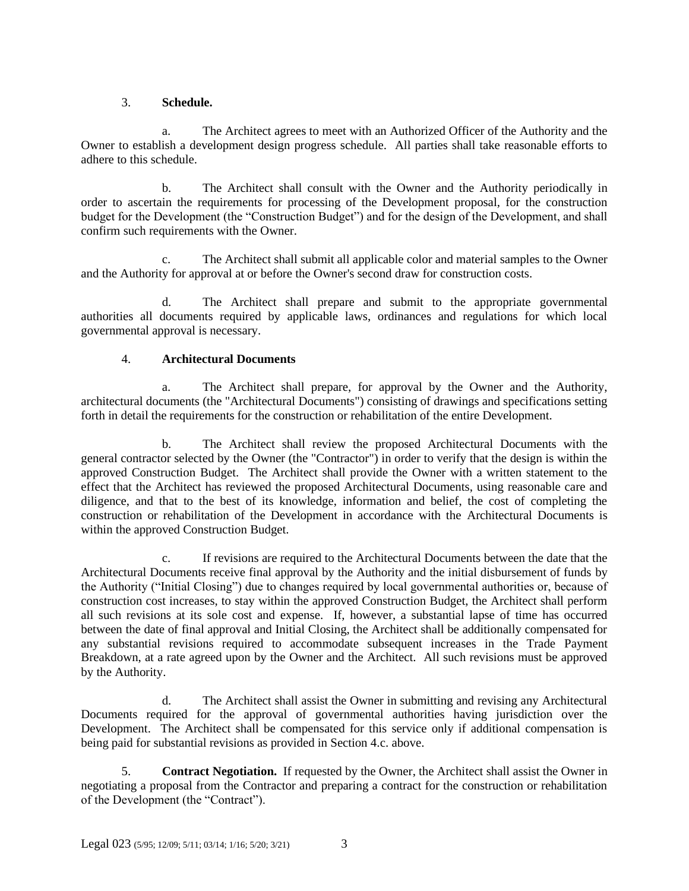3. **Schedule.**

a. The Architect agrees to meet with an Authorized Officer of the Authority and the Owner to establish a development design progress schedule. All parties shall take reasonable efforts to adhere to this schedule.

b. The Architect shall consult with the Owner and the Authority periodically in order to ascertain the requirements for processing of the Development proposal, for the construction budget for the Development (the "Construction Budget") and for the design of the Development, and shall confirm such requirements with the Owner.

c. The Architect shall submit all applicable color and material samples to the Owner and the Authority for approval at or before the Owner's second draw for construction costs.

d. The Architect shall prepare and submit to the appropriate governmental authorities all documents required by applicable laws, ordinances and regulations for which local governmental approval is necessary.

4. **Architectural Documents**

a. The Architect shall prepare, for approval by the Owner and the Authority, architectural documents (the "Architectural Documents") consisting of drawings and specifications setting forth in detail the requirements for the construction or rehabilitation of the entire Development.

b. The Architect shall review the proposed Architectural Documents with the general contractor selected by the Owner (the "Contractor") in order to verify that the design is within the approved Construction Budget. The Architect shall provide the Owner with a written statement to the effect that the Architect has reviewed the proposed Architectural Documents, using reasonable care and diligence, and that to the best of its knowledge, information and belief, the cost of completing the construction or rehabilitation of the Development in accordance with the Architectural Documents is within the approved Construction Budget.

c. If revisions are required to the Architectural Documents between the date that the Architectural Documents receive final approval by the Authority and the initial disbursement of funds by the Authority ("Initial Closing") due to changes required by local governmental authorities or, because of construction cost increases, to stay within the approved Construction Budget, the Architect shall perform all such revisions at its sole cost and expense. If, however, a substantial lapse of time has occurred between the date of final approval and Initial Closing, the Architect shall be additionally compensated for any substantial revisions required to accommodate subsequent increases in the Trade Payment Breakdown, at a rate agreed upon by the Owner and the Architect. All such revisions must be approved by the Authority.

d. The Architect shall assist the Owner in submitting and revising any Architectural Documents required for the approval of governmental authorities having jurisdiction over the Development. The Architect shall be compensated for this service only if additional compensation is being paid for substantial revisions as provided in Section 4.c. above.

5. **Contract Negotiation.** If requested by the Owner, the Architect shall assist the Owner in negotiating a proposal from the Contractor and preparing a contract for the construction or rehabilitation of the Development (the "Contract").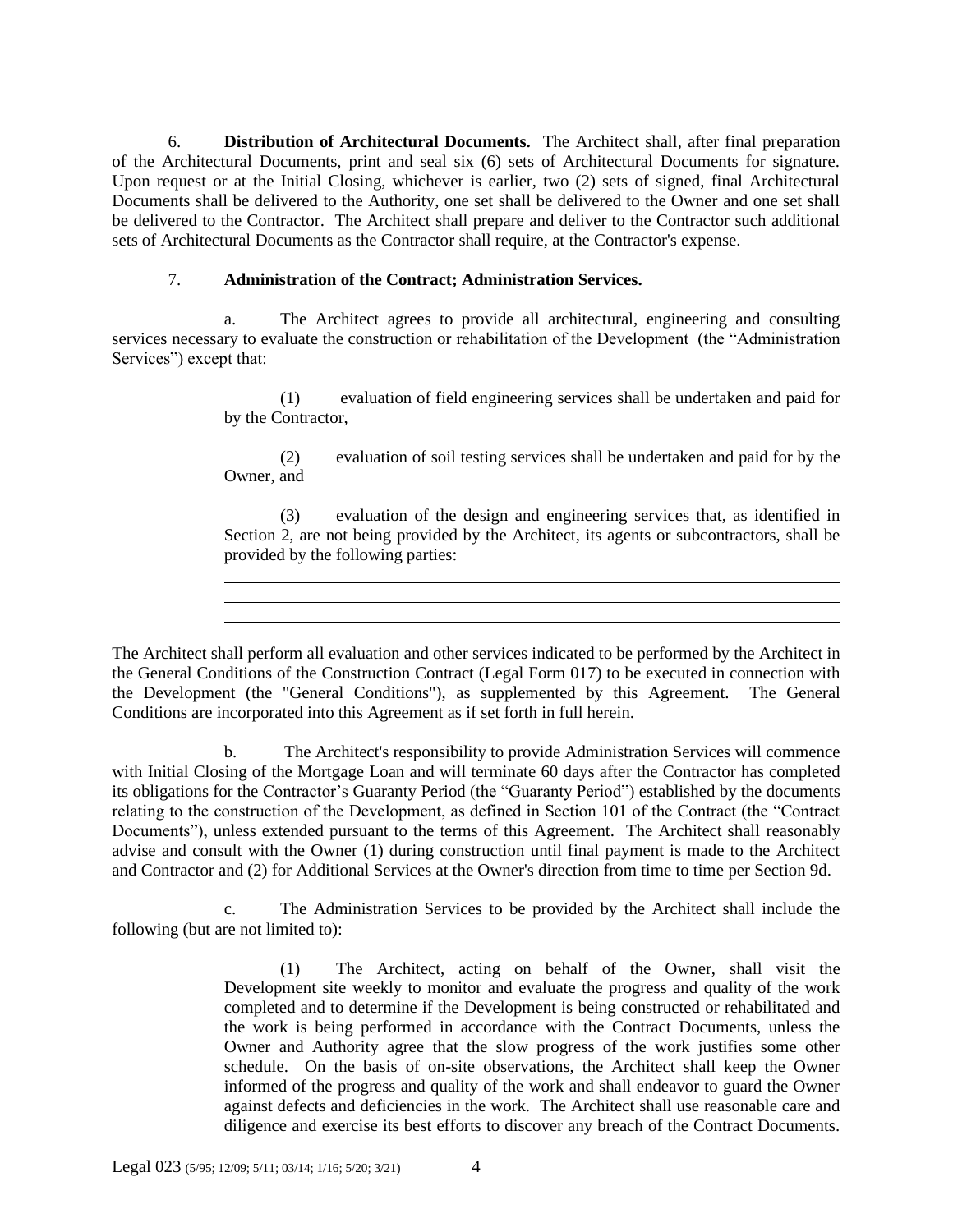6. **Distribution of Architectural Documents.** The Architect shall, after final preparation of the Architectural Documents, print and seal six (6) sets of Architectural Documents for signature. Upon request or at the Initial Closing, whichever is earlier, two (2) sets of signed, final Architectural Documents shall be delivered to the Authority, one set shall be delivered to the Owner and one set shall be delivered to the Contractor. The Architect shall prepare and deliver to the Contractor such additional sets of Architectural Documents as the Contractor shall require, at the Contractor's expense.

7. **Administration of the Contract; Administration Services.**

a. The Architect agrees to provide all architectural, engineering and consulting services necessary to evaluate the construction or rehabilitation of the Development (the "Administration Services") except that:

(1) evaluation of field engineering services shall be undertaken and paid for by the Contractor,

(2) evaluation of soil testing services shall be undertaken and paid for by the Owner, and

(3) evaluation of the design and engineering services that, as identified in Section 2, are not being provided by the Architect, its agents or subcontractors, shall be provided by the following parties:

______________________________________________________________________

______________________________________________________________________

______________________________________________________________________

The Architect shall perform all evaluation and other services indicated to be performed by the Architect in the General Conditions of the Construction Contract (Legal Form 017) to be executed in connection with the Development (the "General Conditions"), as supplemented by this Agreement. The General Conditions are incorporated into this Agreement as if set forth in full herein.

b. The Architect's responsibility to provide Administration Services will commence with Initial Closing of the Mortgage Loan and will terminate 60 days after the Contractor has completed its obligations for the Contractor's Guaranty Period (the "Guaranty Period") established by the documents relating to the construction of the Development, as defined in Section 101 of the Contract (the "Contract Documents"), unless extended pursuant to the terms of this Agreement. The Architect shall reasonably advise and consult with the Owner (1) during construction until final payment is made to the Architect and Contractor and (2) for Additional Services at the Owner's direction from time to time per Section 9d.

c. The Administration Services to be provided by the Architect shall include the following (but are not limited to):

(1) The Architect, acting on behalf of the Owner, shall visit the Development site weekly to monitor and evaluate the progress and quality of the work completed and to determine if the Development is being constructed or rehabilitated and the work is being performed in accordance with the Contract Documents, unless the Owner and Authority agree that the slow progress of the work justifies some other schedule. On the basis of on-site observations, the Architect shall keep the Owner informed of the progress and quality of the work and shall endeavor to guard the Owner against defects and deficiencies in the work. The Architect shall use reasonable care and diligence and exercise its best efforts to discover any breach of the Contract Documents.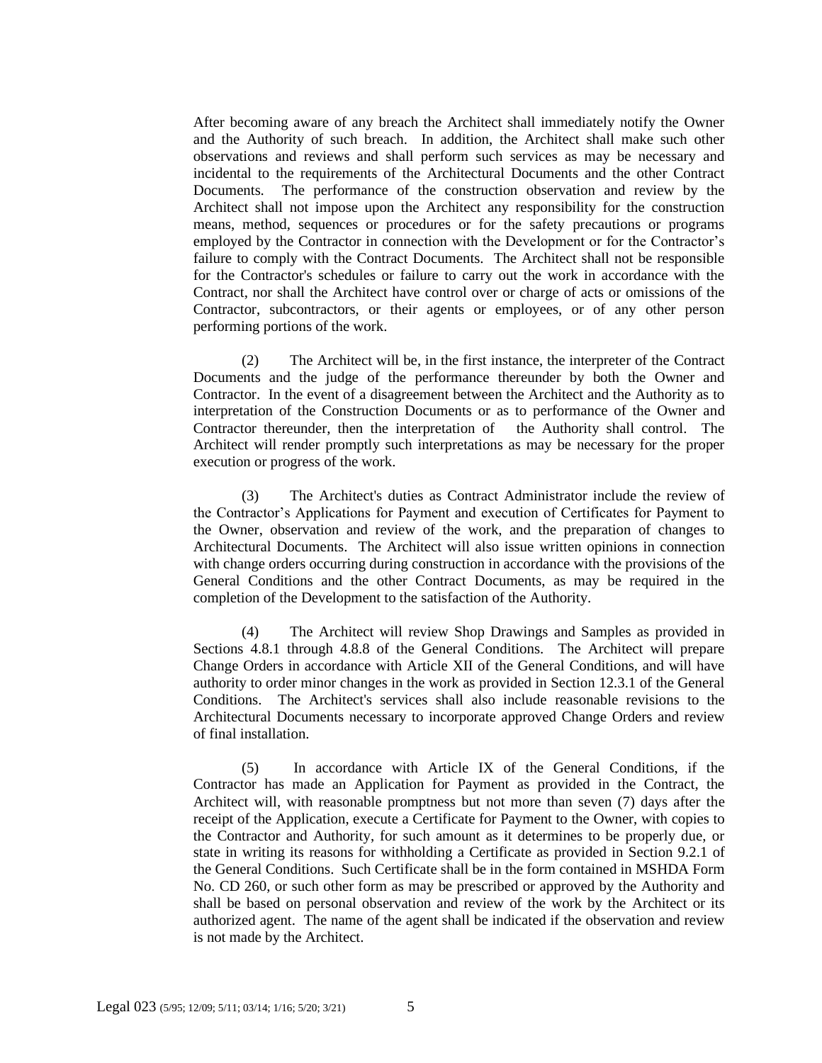After becoming aware of any breach the Architect shall immediately notify the Owner and the Authority of such breach. In addition, the Architect shall make such other observations and reviews and shall perform such services as may be necessary and incidental to the requirements of the Architectural Documents and the other Contract Documents. The performance of the construction observation and review by the Architect shall not impose upon the Architect any responsibility for the construction means, method, sequences or procedures or for the safety precautions or programs employed by the Contractor in connection with the Development or for the Contractor's failure to comply with the Contract Documents. The Architect shall not be responsible for the Contractor's schedules or failure to carry out the work in accordance with the Contract, nor shall the Architect have control over or charge of acts or omissions of the Contractor, subcontractors, or their agents or employees, or of any other person performing portions of the work.

(2) The Architect will be, in the first instance, the interpreter of the Contract Documents and the judge of the performance thereunder by both the Owner and Contractor. In the event of a disagreement between the Architect and the Authority as to interpretation of the Construction Documents or as to performance of the Owner and Contractor thereunder, then the interpretation of the Authority shall control. The Architect will render promptly such interpretations as may be necessary for the proper execution or progress of the work.

(3) The Architect's duties as Contract Administrator include the review of the Contractor's Applications for Payment and execution of Certificates for Payment to the Owner, observation and review of the work, and the preparation of changes to Architectural Documents. The Architect will also issue written opinions in connection with change orders occurring during construction in accordance with the provisions of the General Conditions and the other Contract Documents, as may be required in the completion of the Development to the satisfaction of the Authority.

(4) The Architect will review Shop Drawings and Samples as provided in Sections 4.8.1 through 4.8.8 of the General Conditions. The Architect will prepare Change Orders in accordance with Article XII of the General Conditions, and will have authority to order minor changes in the work as provided in Section 12.3.1 of the General Conditions. The Architect's services shall also include reasonable revisions to the Architectural Documents necessary to incorporate approved Change Orders and review of final installation.

(5) In accordance with Article IX of the General Conditions, if the Contractor has made an Application for Payment as provided in the Contract, the Architect will, with reasonable promptness but not more than seven (7) days after the receipt of the Application, execute a Certificate for Payment to the Owner, with copies to the Contractor and Authority, for such amount as it determines to be properly due, or state in writing its reasons for withholding a Certificate as provided in Section 9.2.1 of the General Conditions. Such Certificate shall be in the form contained in MSHDA Form No. CD 260, or such other form as may be prescribed or approved by the Authority and shall be based on personal observation and review of the work by the Architect or its authorized agent. The name of the agent shall be indicated if the observation and review is not made by the Architect.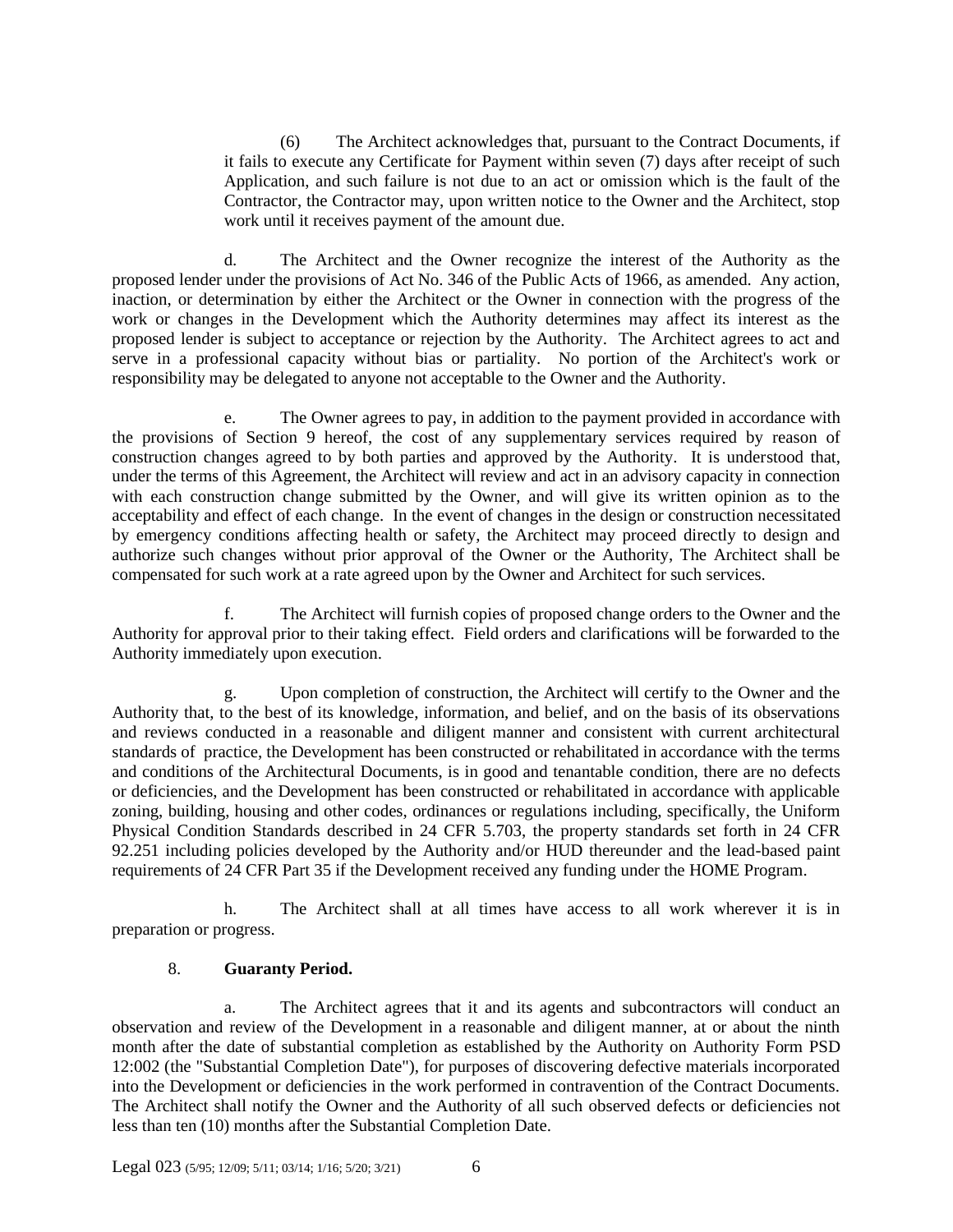(6) The Architect acknowledges that, pursuant to the Contract Documents, if it fails to execute any Certificate for Payment within seven (7) days after receipt of such Application, and such failure is not due to an act or omission which is the fault of the Contractor, the Contractor may, upon written notice to the Owner and the Architect, stop work until it receives payment of the amount due.

d. The Architect and the Owner recognize the interest of the Authority as the proposed lender under the provisions of Act No. 346 of the Public Acts of 1966, as amended. Any action, inaction, or determination by either the Architect or the Owner in connection with the progress of the work or changes in the Development which the Authority determines may affect its interest as the proposed lender is subject to acceptance or rejection by the Authority. The Architect agrees to act and serve in a professional capacity without bias or partiality. No portion of the Architect's work or responsibility may be delegated to anyone not acceptable to the Owner and the Authority.

e. The Owner agrees to pay, in addition to the payment provided in accordance with the provisions of Section 9 hereof, the cost of any supplementary services required by reason of construction changes agreed to by both parties and approved by the Authority. It is understood that, under the terms of this Agreement, the Architect will review and act in an advisory capacity in connection with each construction change submitted by the Owner, and will give its written opinion as to the acceptability and effect of each change. In the event of changes in the design or construction necessitated by emergency conditions affecting health or safety, the Architect may proceed directly to design and authorize such changes without prior approval of the Owner or the Authority, The Architect shall be compensated for such work at a rate agreed upon by the Owner and Architect for such services.

f. The Architect will furnish copies of proposed change orders to the Owner and the Authority for approval prior to their taking effect. Field orders and clarifications will be forwarded to the Authority immediately upon execution.

g. Upon completion of construction, the Architect will certify to the Owner and the Authority that, to the best of its knowledge, information, and belief, and on the basis of its observations and reviews conducted in a reasonable and diligent manner and consistent with current architectural standards of practice, the Development has been constructed or rehabilitated in accordance with the terms and conditions of the Architectural Documents, is in good and tenantable condition, there are no defects or deficiencies, and the Development has been constructed or rehabilitated in accordance with applicable zoning, building, housing and other codes, ordinances or regulations including, specifically, the Uniform Physical Condition Standards described in 24 CFR 5.703, the property standards set forth in 24 CFR 92.251 including policies developed by the Authority and/or HUD thereunder and the lead-based paint requirements of 24 CFR Part 35 if the Development received any funding under the HOME Program.

h. The Architect shall at all times have access to all work wherever it is in preparation or progress.

8. **Guaranty Period.**

a. The Architect agrees that it and its agents and subcontractors will conduct an observation and review of the Development in a reasonable and diligent manner, at or about the ninth month after the date of substantial completion as established by the Authority on Authority Form PSD 12:002 (the "Substantial Completion Date"), for purposes of discovering defective materials incorporated into the Development or deficiencies in the work performed in contravention of the Contract Documents. The Architect shall notify the Owner and the Authority of all such observed defects or deficiencies not less than ten (10) months after the Substantial Completion Date.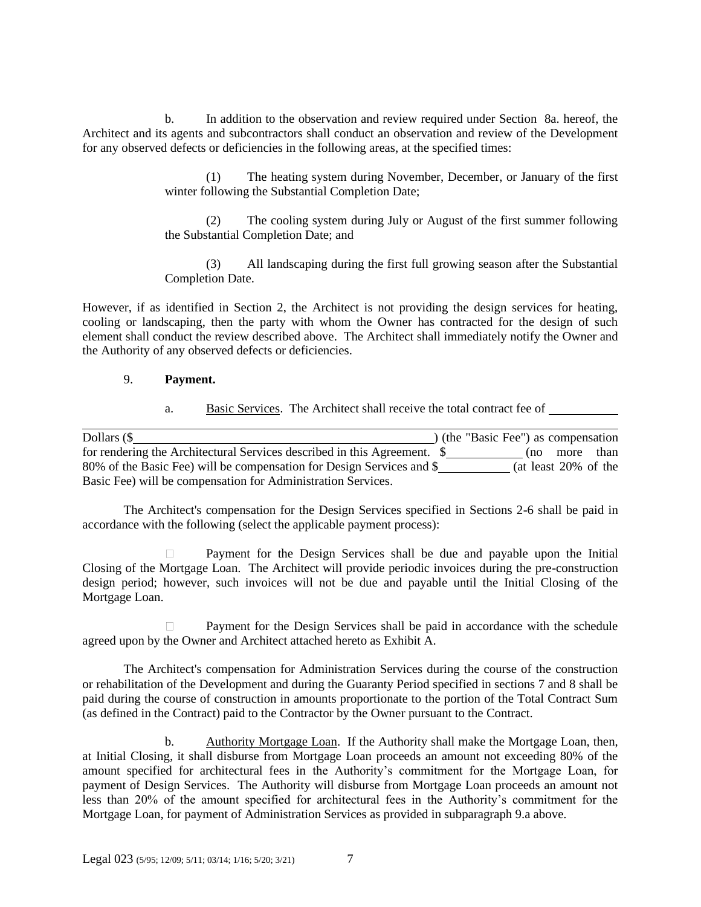b. In addition to the observation and review required under Section 8a. hereof, the Architect and its agents and subcontractors shall conduct an observation and review of the Development for any observed defects or deficiencies in the following areas, at the specified times:

(1) The heating system during November, December, or January of the first winter following the Substantial Completion Date;

(2) The cooling system during July or August of the first summer following the Substantial Completion Date; and

(3) All landscaping during the first full growing season after the Substantial Completion Date.

However, if as identified in Section 2, the Architect is not providing the design services for heating, cooling or landscaping, then the party with whom the Owner has contracted for the design of such element shall conduct the review described above. The Architect shall immediately notify the Owner and the Authority of any observed defects or deficiencies.

9. **Payment.**

a. Basic Services. The Architect shall receive the total contract fee of \_\_\_\_\_\_\_\_\_\_

\_\_\_\_\_\_\_\_\_\_\_\_\_\_\_\_\_\_\_\_\_\_\_\_\_\_\_\_\_\_\_\_\_\_\_\_\_\_\_\_\_\_\_\_\_\_\_\_\_\_\_\_\_\_\_\_\_\_\_\_\_\_\_\_\_\_\_\_\_\_\_\_\_\_\_\_\_\_

Dollars ($\_\_\_\_\_\_\_\_\_\_\_\_\_\_\_\_\_\_\_\_\_\_\_\_\_\_\_\_\_\_\_\_\_\_\_\_\_\_\_\_\_\_\_\_\_\_) (the "Basic Fee") as compensation for rendering the Architectural Services described in this Agreement. $\_\_\_\_\_\_\_\_\_\_\_\_ (no more than 80% of the Basic Fee) will be compensation for Design Services and $\_\_\_\_\_\_\_\_\_\_\_ (at least 20% of the Basic Fee) will be compensation for Administration Services.

The Architect's compensation for the Design Services specified in Sections 2-6 shall be paid in accordance with the following (select the applicable payment process):

☐ Payment for the Design Services shall be due and payable upon the Initial Closing of the Mortgage Loan. The Architect will provide periodic invoices during the pre-construction design period; however, such invoices will not be due and payable until the Initial Closing of the Mortgage Loan.

☐ Payment for the Design Services shall be paid in accordance with the schedule agreed upon by the Owner and Architect attached hereto as Exhibit A.

The Architect's compensation for Administration Services during the course of the construction or rehabilitation of the Development and during the Guaranty Period specified in sections 7 and 8 shall be paid during the course of construction in amounts proportionate to the portion of the Total Contract Sum (as defined in the Contract) paid to the Contractor by the Owner pursuant to the Contract.

b. Authority Mortgage Loan. If the Authority shall make the Mortgage Loan, then, at Initial Closing, it shall disburse from Mortgage Loan proceeds an amount not exceeding 80% of the amount specified for architectural fees in the Authority's commitment for the Mortgage Loan, for payment of Design Services. The Authority will disburse from Mortgage Loan proceeds an amount not less than 20% of the amount specified for architectural fees in the Authority's commitment for the Mortgage Loan, for payment of Administration Services as provided in subparagraph 9.a above.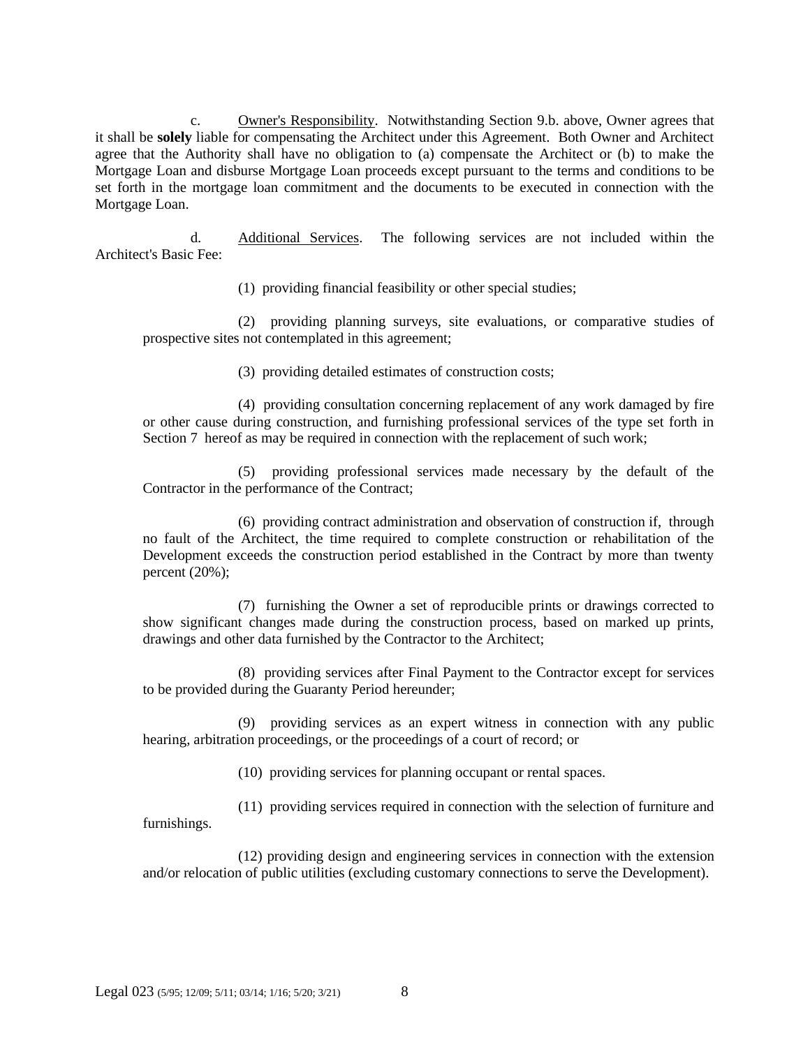c. Owner's Responsibility. Notwithstanding Section 9.b. above, Owner agrees that it shall be **solely** liable for compensating the Architect under this Agreement. Both Owner and Architect agree that the Authority shall have no obligation to (a) compensate the Architect or (b) to make the Mortgage Loan and disburse Mortgage Loan proceeds except pursuant to the terms and conditions to be set forth in the mortgage loan commitment and the documents to be executed in connection with the Mortgage Loan.

d. Additional Services. The following services are not included within the Architect's Basic Fee:

(1) providing financial feasibility or other special studies;

(2) providing planning surveys, site evaluations, or comparative studies of prospective sites not contemplated in this agreement;

(3) providing detailed estimates of construction costs;

(4) providing consultation concerning replacement of any work damaged by fire or other cause during construction, and furnishing professional services of the type set forth in Section 7 hereof as may be required in connection with the replacement of such work;

(5) providing professional services made necessary by the default of the Contractor in the performance of the Contract;

(6) providing contract administration and observation of construction if, through no fault of the Architect, the time required to complete construction or rehabilitation of the Development exceeds the construction period established in the Contract by more than twenty percent (20%);

(7) furnishing the Owner a set of reproducible prints or drawings corrected to show significant changes made during the construction process, based on marked up prints, drawings and other data furnished by the Contractor to the Architect;

(8) providing services after Final Payment to the Contractor except for services to be provided during the Guaranty Period hereunder;

(9) providing services as an expert witness in connection with any public hearing, arbitration proceedings, or the proceedings of a court of record; or

(10) providing services for planning occupant or rental spaces.

(11) providing services required in connection with the selection of furniture and furnishings.

(12) providing design and engineering services in connection with the extension and/or relocation of public utilities (excluding customary connections to serve the Development).

Legal 023 (5/95; 12/09; 5/11; 03/14; 1/16; 5/20; 3/21)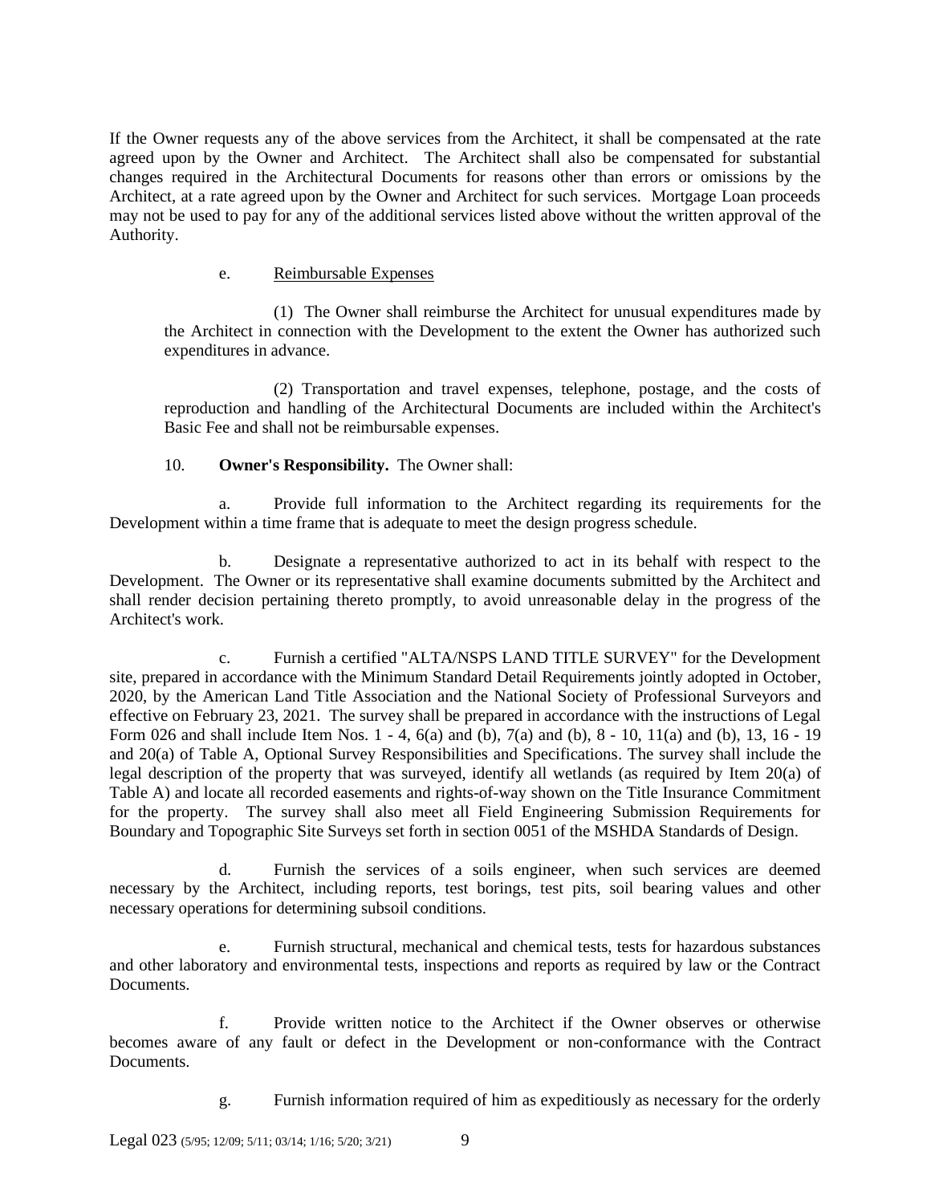If the Owner requests any of the above services from the Architect, it shall be compensated at the rate agreed upon by the Owner and Architect. The Architect shall also be compensated for substantial changes required in the Architectural Documents for reasons other than errors or omissions by the Architect, at a rate agreed upon by the Owner and Architect for such services. Mortgage Loan proceeds may not be used to pay for any of the additional services listed above without the written approval of the Authority.

e. Reimbursable Expenses

(1) The Owner shall reimburse the Architect for unusual expenditures made by the Architect in connection with the Development to the extent the Owner has authorized such expenditures in advance.

(2) Transportation and travel expenses, telephone, postage, and the costs of reproduction and handling of the Architectural Documents are included within the Architect's Basic Fee and shall not be reimbursable expenses.

10. **Owner's Responsibility.** The Owner shall:

a. Provide full information to the Architect regarding its requirements for the Development within a time frame that is adequate to meet the design progress schedule.

b. Designate a representative authorized to act in its behalf with respect to the Development. The Owner or its representative shall examine documents submitted by the Architect and shall render decision pertaining thereto promptly, to avoid unreasonable delay in the progress of the Architect's work.

c. Furnish a certified "ALTA/NSPS LAND TITLE SURVEY" for the Development site, prepared in accordance with the Minimum Standard Detail Requirements jointly adopted in October, 2020, by the American Land Title Association and the National Society of Professional Surveyors and effective on February 23, 2021. The survey shall be prepared in accordance with the instructions of Legal Form 026 and shall include Item Nos. 1 - 4, 6(a) and (b), 7(a) and (b), 8 - 10, 11(a) and (b), 13, 16 - 19 and 20(a) of Table A, Optional Survey Responsibilities and Specifications. The survey shall include the legal description of the property that was surveyed, identify all wetlands (as required by Item 20(a) of Table A) and locate all recorded easements and rights-of-way shown on the Title Insurance Commitment for the property. The survey shall also meet all Field Engineering Submission Requirements for Boundary and Topographic Site Surveys set forth in section 0051 of the MSHDA Standards of Design.

d. Furnish the services of a soils engineer, when such services are deemed necessary by the Architect, including reports, test borings, test pits, soil bearing values and other necessary operations for determining subsoil conditions.

e. Furnish structural, mechanical and chemical tests, tests for hazardous substances and other laboratory and environmental tests, inspections and reports as required by law or the Contract Documents.

f. Provide written notice to the Architect if the Owner observes or otherwise becomes aware of any fault or defect in the Development or non-conformance with the Contract Documents.

g. Furnish information required of him as expeditiously as necessary for the orderly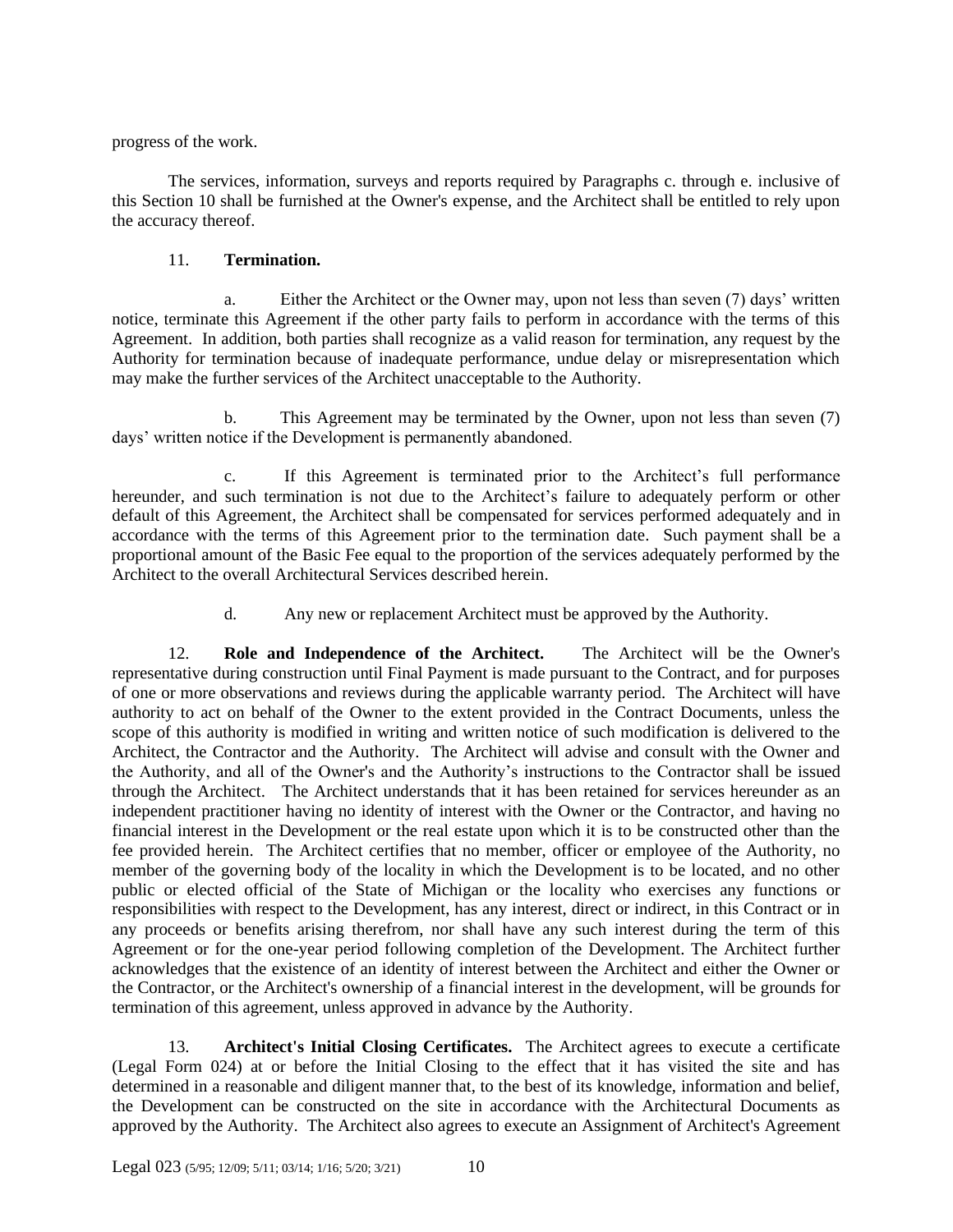progress of the work.

The services, information, surveys and reports required by Paragraphs c. through e. inclusive of this Section 10 shall be furnished at the Owner's expense, and the Architect shall be entitled to rely upon the accuracy thereof.

11. **Termination.**

a. Either the Architect or the Owner may, upon not less than seven (7) days' written notice, terminate this Agreement if the other party fails to perform in accordance with the terms of this Agreement. In addition, both parties shall recognize as a valid reason for termination, any request by the Authority for termination because of inadequate performance, undue delay or misrepresentation which may make the further services of the Architect unacceptable to the Authority.

b. This Agreement may be terminated by the Owner, upon not less than seven (7) days' written notice if the Development is permanently abandoned.

c. If this Agreement is terminated prior to the Architect's full performance hereunder, and such termination is not due to the Architect's failure to adequately perform or other default of this Agreement, the Architect shall be compensated for services performed adequately and in accordance with the terms of this Agreement prior to the termination date. Such payment shall be a proportional amount of the Basic Fee equal to the proportion of the services adequately performed by the Architect to the overall Architectural Services described herein.

d. Any new or replacement Architect must be approved by the Authority.

12. **Role and Independence of the Architect.** The Architect will be the Owner's representative during construction until Final Payment is made pursuant to the Contract, and for purposes of one or more observations and reviews during the applicable warranty period. The Architect will have authority to act on behalf of the Owner to the extent provided in the Contract Documents, unless the scope of this authority is modified in writing and written notice of such modification is delivered to the Architect, the Contractor and the Authority. The Architect will advise and consult with the Owner and the Authority, and all of the Owner's and the Authority's instructions to the Contractor shall be issued through the Architect. The Architect understands that it has been retained for services hereunder as an independent practitioner having no identity of interest with the Owner or the Contractor, and having no financial interest in the Development or the real estate upon which it is to be constructed other than the fee provided herein. The Architect certifies that no member, officer or employee of the Authority, no member of the governing body of the locality in which the Development is to be located, and no other public or elected official of the State of Michigan or the locality who exercises any functions or responsibilities with respect to the Development, has any interest, direct or indirect, in this Contract or in any proceeds or benefits arising therefrom, nor shall have any such interest during the term of this Agreement or for the one-year period following completion of the Development. The Architect further acknowledges that the existence of an identity of interest between the Architect and either the Owner or the Contractor, or the Architect's ownership of a financial interest in the development, will be grounds for termination of this agreement, unless approved in advance by the Authority.

13. **Architect's Initial Closing Certificates.** The Architect agrees to execute a certificate (Legal Form 024) at or before the Initial Closing to the effect that it has visited the site and has determined in a reasonable and diligent manner that, to the best of its knowledge, information and belief, the Development can be constructed on the site in accordance with the Architectural Documents as approved by the Authority. The Architect also agrees to execute an Assignment of Architect's Agreement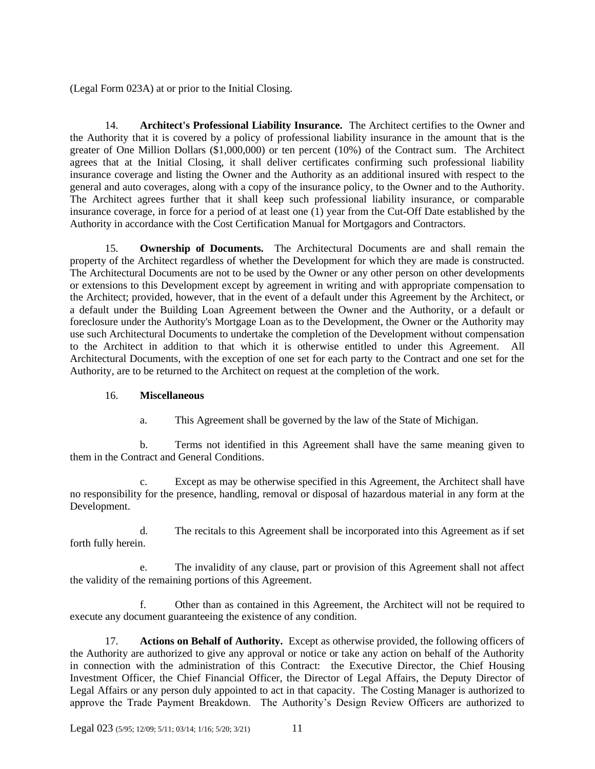(Legal Form 023A) at or prior to the Initial Closing.

14. **Architect's Professional Liability Insurance.** The Architect certifies to the Owner and the Authority that it is covered by a policy of professional liability insurance in the amount that is the greater of One Million Dollars ($1,000,000) or ten percent (10%) of the Contract sum. The Architect agrees that at the Initial Closing, it shall deliver certificates confirming such professional liability insurance coverage and listing the Owner and the Authority as an additional insured with respect to the general and auto coverages, along with a copy of the insurance policy, to the Owner and to the Authority. The Architect agrees further that it shall keep such professional liability insurance, or comparable insurance coverage, in force for a period of at least one (1) year from the Cut-Off Date established by the Authority in accordance with the Cost Certification Manual for Mortgagors and Contractors.

15. **Ownership of Documents.** The Architectural Documents are and shall remain the property of the Architect regardless of whether the Development for which they are made is constructed. The Architectural Documents are not to be used by the Owner or any other person on other developments or extensions to this Development except by agreement in writing and with appropriate compensation to the Architect; provided, however, that in the event of a default under this Agreement by the Architect, or a default under the Building Loan Agreement between the Owner and the Authority, or a default or foreclosure under the Authority's Mortgage Loan as to the Development, the Owner or the Authority may use such Architectural Documents to undertake the completion of the Development without compensation to the Architect in addition to that which it is otherwise entitled to under this Agreement. All Architectural Documents, with the exception of one set for each party to the Contract and one set for the Authority, are to be returned to the Architect on request at the completion of the work.

16. **Miscellaneous**

a. This Agreement shall be governed by the law of the State of Michigan.

b. Terms not identified in this Agreement shall have the same meaning given to them in the Contract and General Conditions.

c. Except as may be otherwise specified in this Agreement, the Architect shall have no responsibility for the presence, handling, removal or disposal of hazardous material in any form at the Development.

d. The recitals to this Agreement shall be incorporated into this Agreement as if set forth fully herein.

e. The invalidity of any clause, part or provision of this Agreement shall not affect the validity of the remaining portions of this Agreement.

f. Other than as contained in this Agreement, the Architect will not be required to execute any document guaranteeing the existence of any condition.

17. **Actions on Behalf of Authority.** Except as otherwise provided, the following officers of the Authority are authorized to give any approval or notice or take any action on behalf of the Authority in connection with the administration of this Contract: the Executive Director, the Chief Housing Investment Officer, the Chief Financial Officer, the Director of Legal Affairs, the Deputy Director of Legal Affairs or any person duly appointed to act in that capacity. The Costing Manager is authorized to approve the Trade Payment Breakdown. The Authority's Design Review Officers are authorized to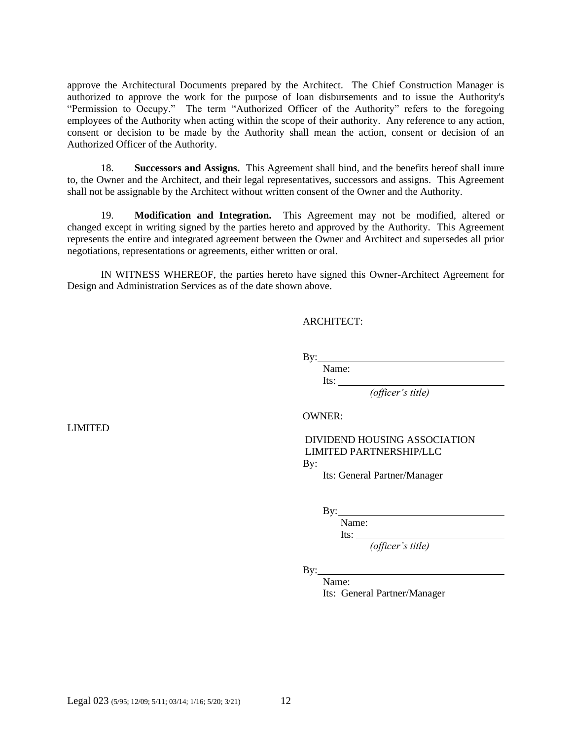approve the Architectural Documents prepared by the Architect. The Chief Construction Manager is authorized to approve the work for the purpose of loan disbursements and to issue the Authority's "Permission to Occupy." The term "Authorized Officer of the Authority" refers to the foregoing employees of the Authority when acting within the scope of their authority. Any reference to any action, consent or decision to be made by the Authority shall mean the action, consent or decision of an Authorized Officer of the Authority.

18. **Successors and Assigns.** This Agreement shall bind, and the benefits hereof shall inure to, the Owner and the Architect, and their legal representatives, successors and assigns. This Agreement shall not be assignable by the Architect without written consent of the Owner and the Authority.

19. **Modification and Integration.** This Agreement may not be modified, altered or changed except in writing signed by the parties hereto and approved by the Authority. This Agreement represents the entire and integrated agreement between the Owner and Architect and supersedes all prior negotiations, representations or agreements, either written or oral.

IN WITNESS WHEREOF, the parties hereto have signed this Owner-Architect Agreement for Design and Administration Services as of the date shown above.

ARCHITECT:

By:\_\_\_\_\_\_\_\_\_\_\_\_\_\_\_\_\_\_\_\_\_\_\_\_\_\_\_\_\_\_\_\_\_\_\_\_
Name:
Its: \_\_\_\_\_\_\_\_\_\_\_\_\_\_\_\_\_\_\_\_\_\_\_\_\_\_\_\_\_\_\_\_
*(officer's title)*

LIMITED

OWNER:

DIVIDEND HOUSING ASSOCIATION
LIMITED PARTNERSHIP/LLC
By:
Its: General Partner/Manager

By:\_\_\_\_\_\_\_\_\_\_\_\_\_\_\_\_\_\_\_\_\_\_\_\_\_\_\_\_\_\_\_\_
Name:
Its: \_\_\_\_\_\_\_\_\_\_\_\_\_\_\_\_\_\_\_\_\_\_\_\_\_\_\_\_\_
*(officer's title)*

By:\_\_\_\_\_\_\_\_\_\_\_\_\_\_\_\_\_\_\_\_\_\_\_\_\_\_\_\_\_\_\_\_\_\_\_\_
Name:
Its: General Partner/Manager

Legal 023 (5/95; 12/09; 5/11; 03/14; 1/16; 5/20; 3/21)